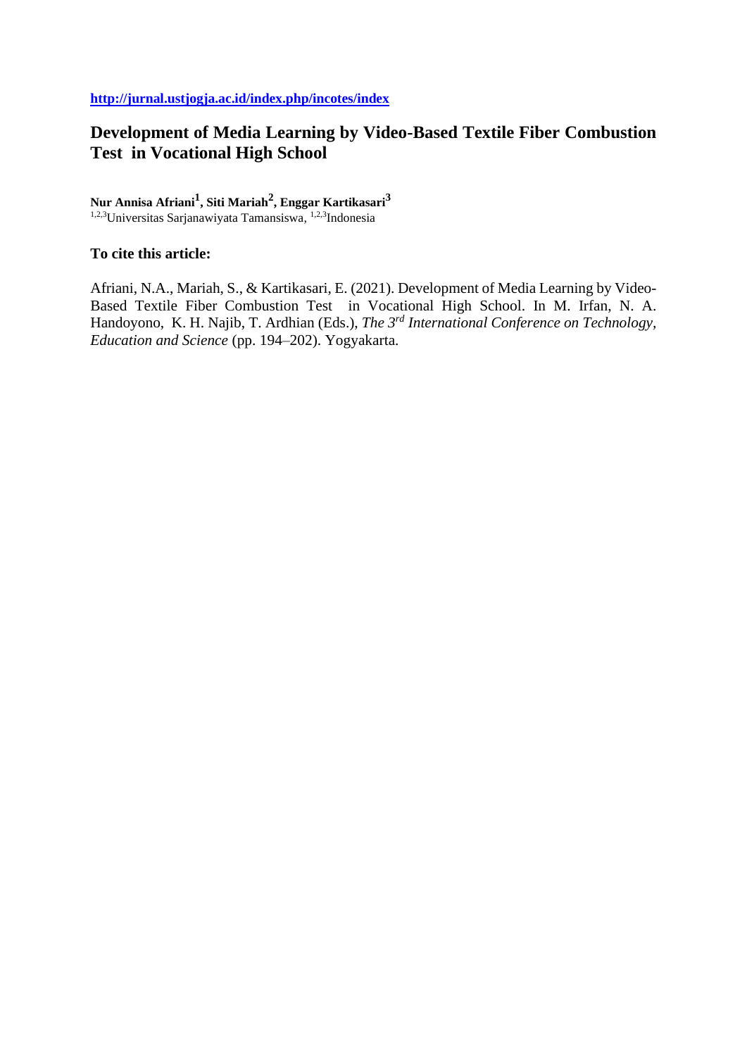**http://jurnal.ustjogja.ac.id/index.php/incotes/index**

# Development of Media Learning by Video-Based Textile Fiber Combustion Test in Vocational High School

**Nur Annisa Afriani[1], Siti Mariah[2], Enggar Kartikasari[3]**
[1,2,3]Universitas Sarjanawiyata Tamansiswa, [1,2,3]Indonesia

**To cite this article:**

Afriani, N.A., Mariah, S., & Kartikasari, E. (2021). Development of Media Learning by Video-Based Textile Fiber Combustion Test in Vocational High School. In M. Irfan, N. A. Handoyono, K. H. Najib, T. Ardhian (Eds.), *The 3rd International Conference on Technology, Education and Science* (pp. 194–202). Yogyakarta.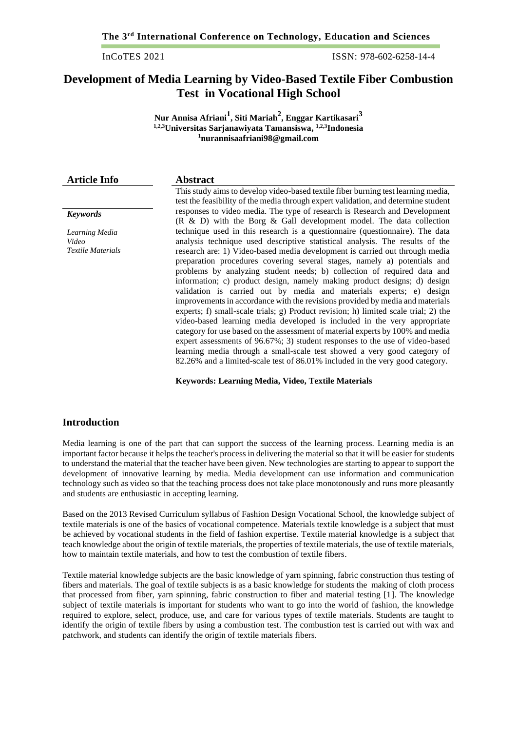# Development of Media Learning by Video-Based Textile Fiber Combustion Test in Vocational High School

**Nur Annisa Afriani[1], Siti Mariah[2], Enggar Kartikasari[3]**
**[1,2,3]Universitas Sarjanawiyata Tamansiswa, [1,2,3]Indonesia**
**[1]nurannisaafriani98@gmail.com**

| Article Info | Abstract |
|---|---|
| ***Keywords***<br><br>*Learning Media*<br>*Video*<br>*Textile Materials* | This study aims to develop video-based textile fiber burning test learning media, test the feasibility of the media through expert validation, and determine student responses to video media. The type of research is Research and Development (R & D) with the Borg & Gall development model. The data collection technique used in this research is a questionnaire (questionnaire). The data analysis technique used descriptive statistical analysis. The results of the research are: 1) Video-based media development is carried out through media preparation procedures covering several stages, namely a) potentials and problems by analyzing student needs; b) collection of required data and information; c) product design, namely making product designs; d) design validation is carried out by media and materials experts; e) design improvements in accordance with the revisions provided by media and materials experts; f) small-scale trials; g) Product revision; h) limited scale trial; 2) the video-based learning media developed is included in the very appropriate category for use based on the assessment of material experts by 100% and media expert assessments of 96.67%; 3) student responses to the use of video-based learning media through a small-scale test showed a very good category of 82.26% and a limited-scale test of 86.01% included in the very good category.<br><br>**Keywords: Learning Media, Video, Textile Materials** |

## Introduction

Media learning is one of the part that can support the success of the learning process. Learning media is an important factor because it helps the teacher's process in delivering the material so that it will be easier for students to understand the material that the teacher have been given. New technologies are starting to appear to support the development of innovative learning by media. Media development can use information and communication technology such as video so that the teaching process does not take place monotonously and runs more pleasantly and students are enthusiastic in accepting learning.

Based on the 2013 Revised Curriculum syllabus of Fashion Design Vocational School, the knowledge subject of textile materials is one of the basics of vocational competence. Materials textile knowledge is a subject that must be achieved by vocational students in the field of fashion expertise. Textile material knowledge is a subject that teach knowledge about the origin of textile materials, the properties of textile materials, the use of textile materials, how to maintain textile materials, and how to test the combustion of textile fibers.

Textile material knowledge subjects are the basic knowledge of yarn spinning, fabric construction thus testing of fibers and materials. The goal of textile subjects is as a basic knowledge for students the making of cloth process that processed from fiber, yarn spinning, fabric construction to fiber and material testing [1]. The knowledge subject of textile materials is important for students who want to go into the world of fashion, the knowledge required to explore, select, produce, use, and care for various types of textile materials. Students are taught to identify the origin of textile fibers by using a combustion test. The combustion test is carried out with wax and patchwork, and students can identify the origin of textile materials fibers.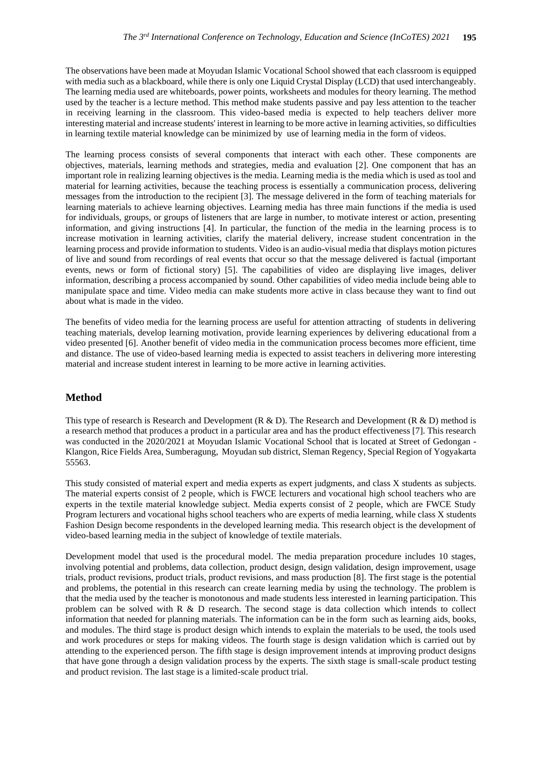The observations have been made at Moyudan Islamic Vocational School showed that each classroom is equipped with media such as a blackboard, while there is only one Liquid Crystal Display (LCD) that used interchangeably. The learning media used are whiteboards, power points, worksheets and modules for theory learning. The method used by the teacher is a lecture method. This method make students passive and pay less attention to the teacher in receiving learning in the classroom. This video-based media is expected to help teachers deliver more interesting material and increase students' interest in learning to be more active in learning activities, so difficulties in learning textile material knowledge can be minimized by use of learning media in the form of videos.

The learning process consists of several components that interact with each other. These components are objectives, materials, learning methods and strategies, media and evaluation [2]. One component that has an important role in realizing learning objectives is the media. Learning media is the media which is used as tool and material for learning activities, because the teaching process is essentially a communication process, delivering messages from the introduction to the recipient [3]. The message delivered in the form of teaching materials for learning materials to achieve learning objectives. Learning media has three main functions if the media is used for individuals, groups, or groups of listeners that are large in number, to motivate interest or action, presenting information, and giving instructions [4]. In particular, the function of the media in the learning process is to increase motivation in learning activities, clarify the material delivery, increase student concentration in the learning process and provide information to students. Video is an audio-visual media that displays motion pictures of live and sound from recordings of real events that occur so that the message delivered is factual (important events, news or form of fictional story) [5]. The capabilities of video are displaying live images, deliver information, describing a process accompanied by sound. Other capabilities of video media include being able to manipulate space and time. Video media can make students more active in class because they want to find out about what is made in the video.

The benefits of video media for the learning process are useful for attention attracting of students in delivering teaching materials, develop learning motivation, provide learning experiences by delivering educational from a video presented [6]. Another benefit of video media in the communication process becomes more efficient, time and distance. The use of video-based learning media is expected to assist teachers in delivering more interesting material and increase student interest in learning to be more active in learning activities.

## Method

This type of research is Research and Development (R & D). The Research and Development (R & D) method is a research method that produces a product in a particular area and has the product effectiveness [7]. This research was conducted in the 2020/2021 at Moyudan Islamic Vocational School that is located at Street of Gedongan - Klangon, Rice Fields Area, Sumberagung, Moyudan sub district, Sleman Regency, Special Region of Yogyakarta 55563.

This study consisted of material expert and media experts as expert judgments, and class X students as subjects. The material experts consist of 2 people, which is FWCE lecturers and vocational high school teachers who are experts in the textile material knowledge subject. Media experts consist of 2 people, which are FWCE Study Program lecturers and vocational highs school teachers who are experts of media learning, while class X students Fashion Design become respondents in the developed learning media. This research object is the development of video-based learning media in the subject of knowledge of textile materials.

Development model that used is the procedural model. The media preparation procedure includes 10 stages, involving potential and problems, data collection, product design, design validation, design improvement, usage trials, product revisions, product trials, product revisions, and mass production [8]. The first stage is the potential and problems, the potential in this research can create learning media by using the technology. The problem is that the media used by the teacher is monotonous and made students less interested in learning participation. This problem can be solved with R & D research. The second stage is data collection which intends to collect information that needed for planning materials. The information can be in the form such as learning aids, books, and modules. The third stage is product design which intends to explain the materials to be used, the tools used and work procedures or steps for making videos. The fourth stage is design validation which is carried out by attending to the experienced person. The fifth stage is design improvement intends at improving product designs that have gone through a design validation process by the experts. The sixth stage is small-scale product testing and product revision. The last stage is a limited-scale product trial.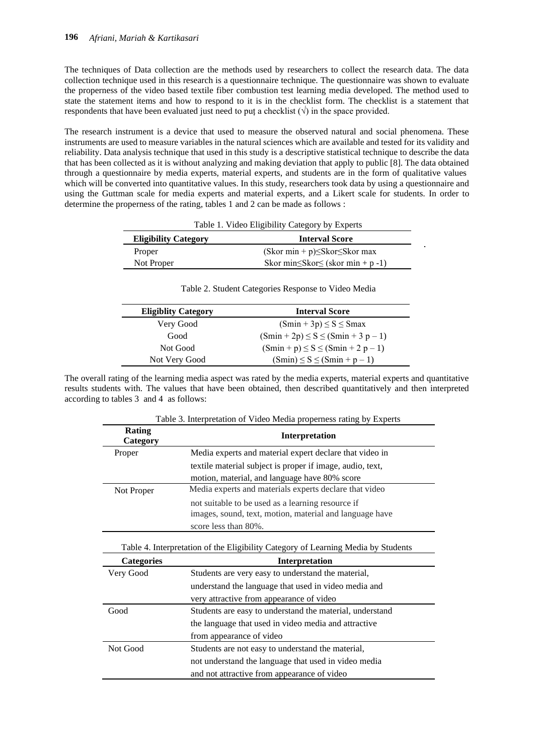The techniques of Data collection are the methods used by researchers to collect the research data. The data collection technique used in this research is a questionnaire technique. The questionnaire was shown to evaluate the properness of the video based textile fiber combustion test learning media developed. The method used to state the statement items and how to respond to it is in the checklist form. The checklist is a statement that respondents that have been evaluated just need to put a checklist (√) in the space provided.

The research instrument is a device that used to measure the observed natural and social phenomena. These instruments are used to measure variables in the natural sciences which are available and tested for its validity and reliability. Data analysis technique that used in this study is a descriptive statistical technique to describe the data that has been collected as it is without analyzing and making deviation that apply to public [8]. The data obtained through a questionnaire by media experts, material experts, and students are in the form of qualitative values which will be converted into quantitative values. In this study, researchers took data by using a questionnaire and using the Guttman scale for media experts and material experts, and a Likert scale for students. In order to determine the properness of the rating, tables 1 and 2 can be made as follows :

Table 1. Video Eligibility Category by Experts

| Eligibility Category | Interval Score |
|---|---|
| Proper | (Skor min + p)≤Skor≤Skor max |
| Not Proper | Skor min≤Skor≤ (skor min + p -1) |

Table 2. Student Categories Response to Video Media

| Eligiblity Category | Interval Score |
|---|---|
| Very Good | $(Smin + 3p) \leq S \leq Smax$ |
| Good | $(Smin + 2p) \leq S \leq (Smin + 3p - 1)$ |
| Not Good | $(Smin + p) \leq S \leq (Smin + 2p - 1)$ |
| Not Very Good | $(Smin) \leq S \leq (Smin + p - 1)$ |

The overall rating of the learning media aspect was rated by the media experts, material experts and quantitative results students with. The values that have been obtained, then described quantitatively and then interpreted according to tables 3 and 4 as follows:

Table 3. Interpretation of Video Media properness rating by Experts

| Rating Category | Interpretation |
|---|---|
| Proper | Media experts and material expert declare that video in textile material subject is proper if image, audio, text, motion, material, and language have 80% score |
| Not Proper | Media experts and materials experts declare that video not suitable to be used as a learning resource if images, sound, text, motion, material and language have score less than 80%. |

Table 4. Interpretation of the Eligibility Category of Learning Media by Students

| Categories | Interpretation |
|---|---|
| Very Good | Students are very easy to understand the material, understand the language that used in video media and very attractive from appearance of video |
| Good | Students are easy to understand the material, understand the language that used in video media and attractive from appearance of video |
| Not Good | Students are not easy to understand the material, not understand the language that used in video media and not attractive from appearance of video |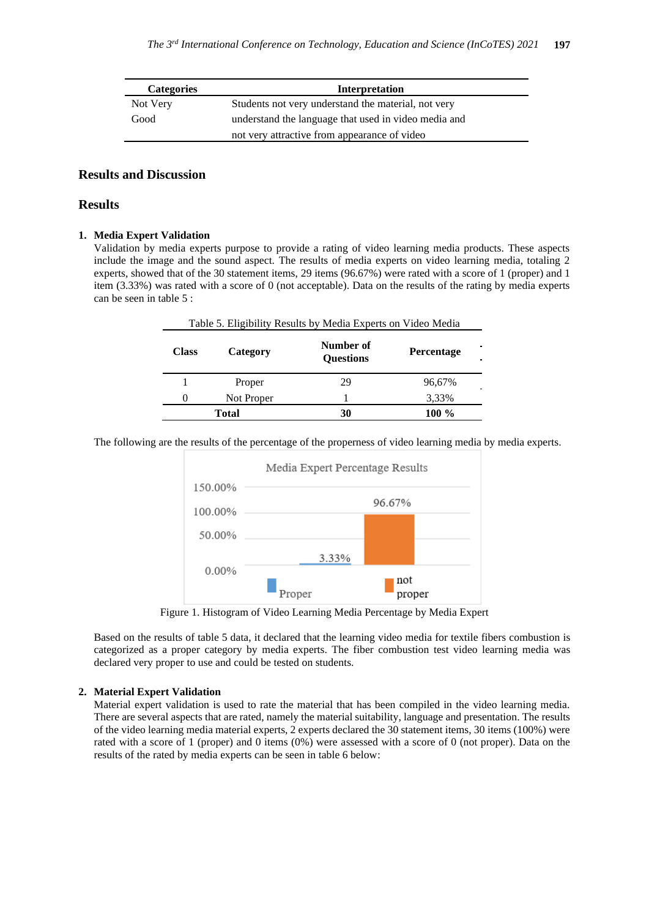| Categories | Interpretation |
|---|---|
| Not Very Good | Students not very understand the material, not very understand the language that used in video media and not very attractive from appearance of video |

## Results and Discussion

## Results

### 1. Media Expert Validation

Validation by media experts purpose to provide a rating of video learning media products. These aspects include the image and the sound aspect. The results of media experts on video learning media, totaling 2 experts, showed that of the 30 statement items, 29 items (96.67%) were rated with a score of 1 (proper) and 1 item (3.33%) was rated with a score of 0 (not acceptable). Data on the results of the rating by media experts can be seen in table 5 :

Table 5. Eligibility Results by Media Experts on Video Media

| Class | Category | Number of Questions | Percentage |
|---|---|---|---|
| 1 | Proper | 29 | 96,67% |
| 0 | Not Proper | 1 | 3,33% |
| **Total** | | **30** | **100 %** |

The following are the results of the percentage of the properness of video learning media by media experts.

Figure 1. Histogram of Video Learning Media Percentage by Media Expert

Based on the results of table 5 data, it declared that the learning video media for textile fibers combustion is categorized as a proper category by media experts. The fiber combustion test video learning media was declared very proper to use and could be tested on students.

### 2. Material Expert Validation

Material expert validation is used to rate the material that has been compiled in the video learning media. There are several aspects that are rated, namely the material suitability, language and presentation. The results of the video learning media material experts, 2 experts declared the 30 statement items, 30 items (100%) were rated with a score of 1 (proper) and 0 items (0%) were assessed with a score of 0 (not proper). Data on the results of the rated by media experts can be seen in table 6 below: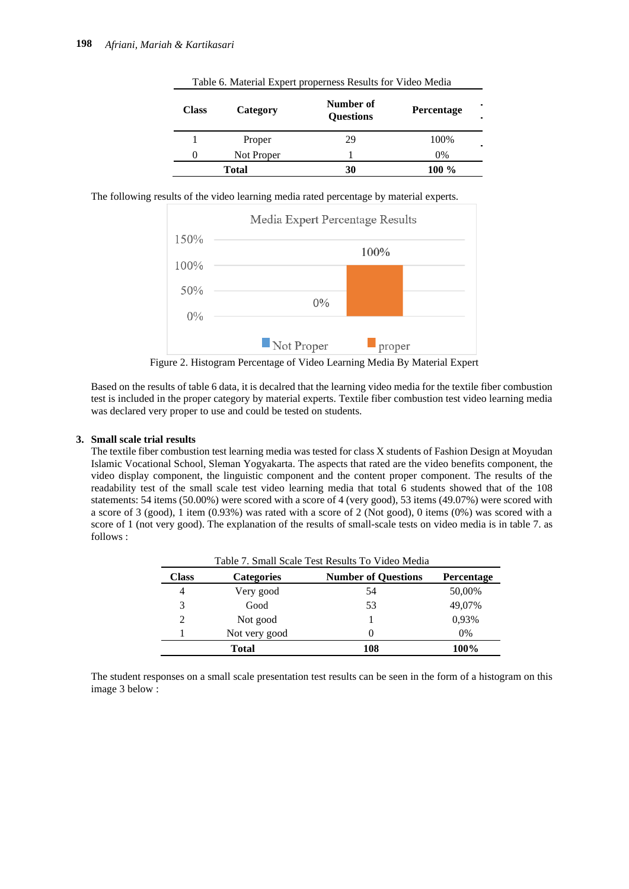Table 6. Material Expert properness Results for Video Media

| Class | Category | Number of Questions | Percentage |
|---|---|---|---|
| 1 | Proper | 29 | 100% |
| 0 | Not Proper | 1 | 0% |
| | **Total** | **30** | **100 %** |

The following results of the video learning media rated percentage by material experts.

Figure 2. Histogram Percentage of Video Learning Media By Material Expert

Based on the results of table 6 data, it is decalred that the learning video media for the textile fiber combustion test is included in the proper category by material experts. Textile fiber combustion test video learning media was declared very proper to use and could be tested on students.

### 3. Small scale trial results

The textile fiber combustion test learning media was tested for class X students of Fashion Design at Moyudan Islamic Vocational School, Sleman Yogyakarta. The aspects that rated are the video benefits component, the video display component, the linguistic component and the content proper component. The results of the readability test of the small scale test video learning media that total 6 students showed that of the 108 statements: 54 items (50.00%) were scored with a score of 4 (very good), 53 items (49.07%) were scored with a score of 3 (good), 1 item (0.93%) was rated with a score of 2 (Not good), 0 items (0%) was scored with a score of 1 (not very good). The explanation of the results of small-scale tests on video media is in table 7. as follows :

Table 7. Small Scale Test Results To Video Media

| Class | Categories | Number of Questions | Percentage |
|---|---|---|---|
| 4 | Very good | 54 | 50,00% |
| 3 | Good | 53 | 49,07% |
| 2 | Not good | 1 | 0,93% |
| 1 | Not very good | 0 | 0% |
| | **Total** | **108** | **100%** |

The student responses on a small scale presentation test results can be seen in the form of a histogram on this image 3 below :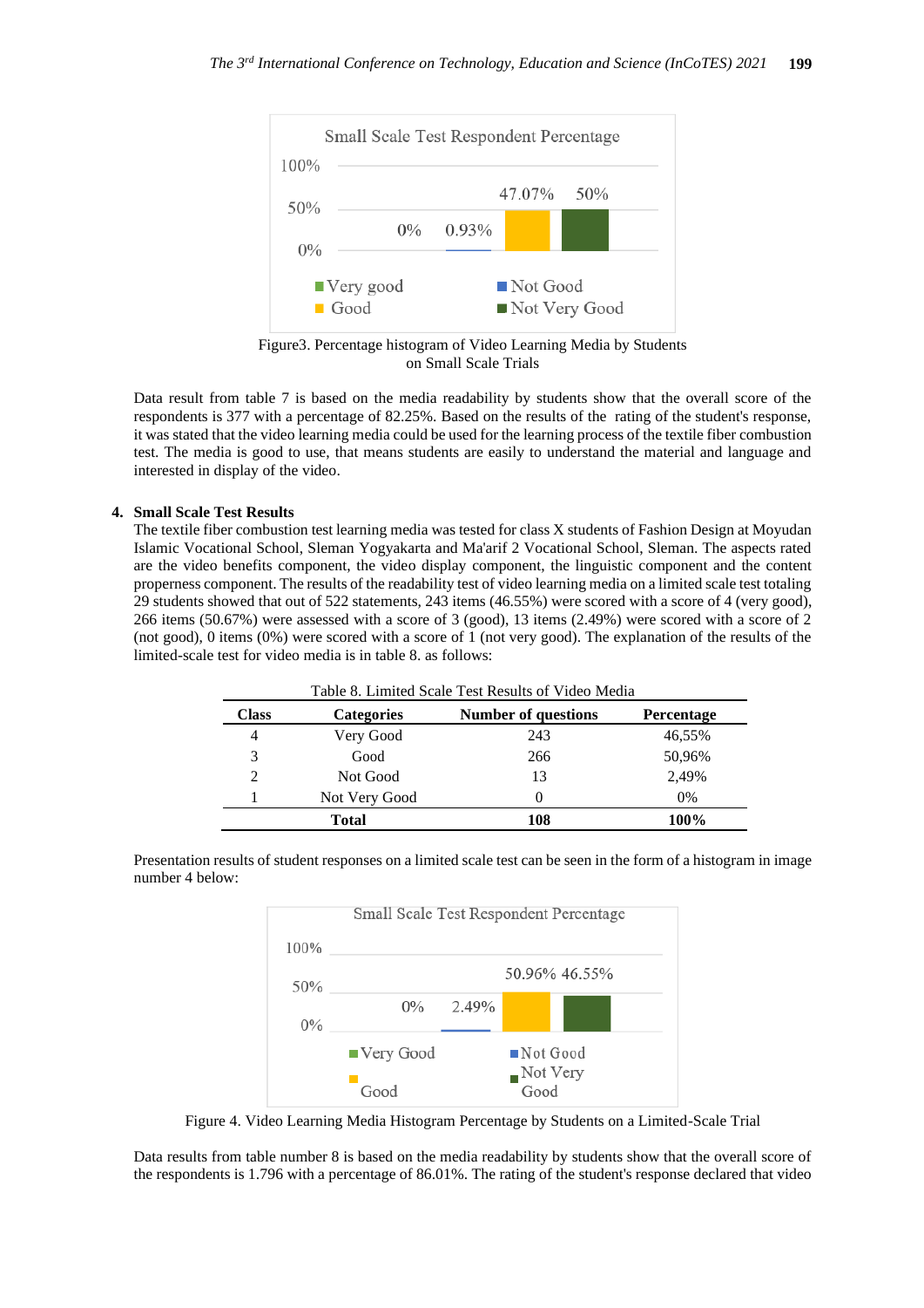Figure3. Percentage histogram of Video Learning Media by Students on Small Scale Trials

Data result from table 7 is based on the media readability by students show that the overall score of the respondents is 377 with a percentage of 82.25%. Based on the results of the rating of the student's response, it was stated that the video learning media could be used for the learning process of the textile fiber combustion test. The media is good to use, that means students are easily to understand the material and language and interested in display of the video.

**4. Small Scale Test Results**

The textile fiber combustion test learning media was tested for class X students of Fashion Design at Moyudan Islamic Vocational School, Sleman Yogyakarta and Ma'arif 2 Vocational School, Sleman. The aspects rated are the video benefits component, the video display component, the linguistic component and the content properness component. The results of the readability test of video learning media on a limited scale test totaling 29 students showed that out of 522 statements, 243 items (46.55%) were scored with a score of 4 (very good), 266 items (50.67%) were assessed with a score of 3 (good), 13 items (2.49%) were scored with a score of 2 (not good), 0 items (0%) were scored with a score of 1 (not very good). The explanation of the results of the limited-scale test for video media is in table 8. as follows:

Table 8. Limited Scale Test Results of Video Media

| Class | Categories | Number of questions | Percentage |
|---|---|---|---|
| 4 | Very Good | 243 | 46,55% |
| 3 | Good | 266 | 50,96% |
| 2 | Not Good | 13 | 2,49% |
| 1 | Not Very Good | 0 | 0% |
| | **Total** | **108** | **100%** |

Presentation results of student responses on a limited scale test can be seen in the form of a histogram in image number 4 below:

Figure 4. Video Learning Media Histogram Percentage by Students on a Limited-Scale Trial

Data results from table number 8 is based on the media readability by students show that the overall score of the respondents is 1.796 with a percentage of 86.01%. The rating of the student's response declared that video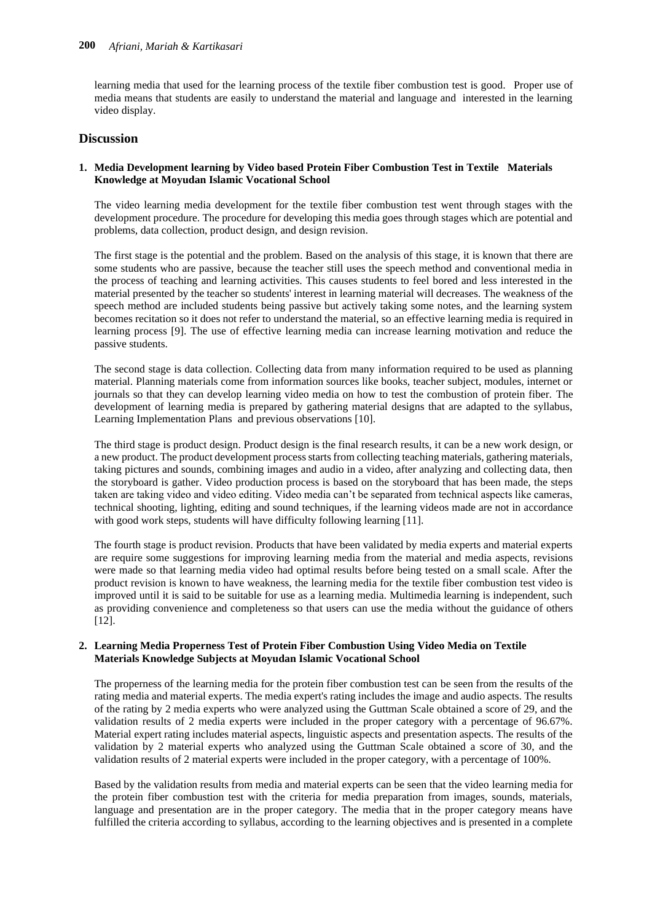learning media that used for the learning process of the textile fiber combustion test is good. Proper use of media means that students are easily to understand the material and language and interested in the learning video display.

## Discussion

### 1. Media Development learning by Video based Protein Fiber Combustion Test in Textile Materials Knowledge at Moyudan Islamic Vocational School

The video learning media development for the textile fiber combustion test went through stages with the development procedure. The procedure for developing this media goes through stages which are potential and problems, data collection, product design, and design revision.

The first stage is the potential and the problem. Based on the analysis of this stage, it is known that there are some students who are passive, because the teacher still uses the speech method and conventional media in the process of teaching and learning activities. This causes students to feel bored and less interested in the material presented by the teacher so students' interest in learning material will decreases. The weakness of the speech method are included students being passive but actively taking some notes, and the learning system becomes recitation so it does not refer to understand the material, so an effective learning media is required in learning process [9]. The use of effective learning media can increase learning motivation and reduce the passive students.

The second stage is data collection. Collecting data from many information required to be used as planning material. Planning materials come from information sources like books, teacher subject, modules, internet or journals so that they can develop learning video media on how to test the combustion of protein fiber. The development of learning media is prepared by gathering material designs that are adapted to the syllabus, Learning Implementation Plans and previous observations [10].

The third stage is product design. Product design is the final research results, it can be a new work design, or a new product. The product development process starts from collecting teaching materials, gathering materials, taking pictures and sounds, combining images and audio in a video, after analyzing and collecting data, then the storyboard is gather. Video production process is based on the storyboard that has been made, the steps taken are taking video and video editing. Video media can't be separated from technical aspects like cameras, technical shooting, lighting, editing and sound techniques, if the learning videos made are not in accordance with good work steps, students will have difficulty following learning [11].

The fourth stage is product revision. Products that have been validated by media experts and material experts are require some suggestions for improving learning media from the material and media aspects, revisions were made so that learning media video had optimal results before being tested on a small scale. After the product revision is known to have weakness, the learning media for the textile fiber combustion test video is improved until it is said to be suitable for use as a learning media. Multimedia learning is independent, such as providing convenience and completeness so that users can use the media without the guidance of others [12].

### 2. Learning Media Properness Test of Protein Fiber Combustion Using Video Media on Textile Materials Knowledge Subjects at Moyudan Islamic Vocational School

The properness of the learning media for the protein fiber combustion test can be seen from the results of the rating media and material experts. The media expert's rating includes the image and audio aspects. The results of the rating by 2 media experts who were analyzed using the Guttman Scale obtained a score of 29, and the validation results of 2 media experts were included in the proper category with a percentage of 96.67%. Material expert rating includes material aspects, linguistic aspects and presentation aspects. The results of the validation by 2 material experts who analyzed using the Guttman Scale obtained a score of 30, and the validation results of 2 material experts were included in the proper category, with a percentage of 100%.

Based by the validation results from media and material experts can be seen that the video learning media for the protein fiber combustion test with the criteria for media preparation from images, sounds, materials, language and presentation are in the proper category. The media that in the proper category means have fulfilled the criteria according to syllabus, according to the learning objectives and is presented in a complete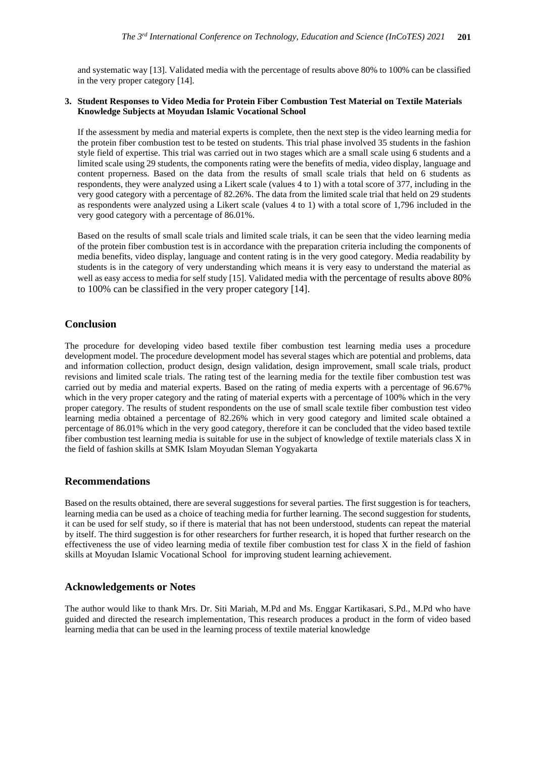and systematic way [13]. Validated media with the percentage of results above 80% to 100% can be classified in the very proper category [14].

**3. Student Responses to Video Media for Protein Fiber Combustion Test Material on Textile Materials Knowledge Subjects at Moyudan Islamic Vocational School**

If the assessment by media and material experts is complete, then the next step is the video learning media for the protein fiber combustion test to be tested on students. This trial phase involved 35 students in the fashion style field of expertise. This trial was carried out in two stages which are a small scale using 6 students and a limited scale using 29 students, the components rating were the benefits of media, video display, language and content properness. Based on the data from the results of small scale trials that held on 6 students as respondents, they were analyzed using a Likert scale (values 4 to 1) with a total score of 377, including in the very good category with a percentage of 82.26%. The data from the limited scale trial that held on 29 students as respondents were analyzed using a Likert scale (values 4 to 1) with a total score of 1,796 included in the very good category with a percentage of 86.01%.

Based on the results of small scale trials and limited scale trials, it can be seen that the video learning media of the protein fiber combustion test is in accordance with the preparation criteria including the components of media benefits, video display, language and content rating is in the very good category. Media readability by students is in the category of very understanding which means it is very easy to understand the material as well as easy access to media for self study [15]. Validated media with the percentage of results above 80% to 100% can be classified in the very proper category [14].

## Conclusion

The procedure for developing video based textile fiber combustion test learning media uses a procedure development model. The procedure development model has several stages which are potential and problems, data and information collection, product design, design validation, design improvement, small scale trials, product revisions and limited scale trials. The rating test of the learning media for the textile fiber combustion test was carried out by media and material experts. Based on the rating of media experts with a percentage of 96.67% which in the very proper category and the rating of material experts with a percentage of 100% which in the very proper category. The results of student respondents on the use of small scale textile fiber combustion test video learning media obtained a percentage of 82.26% which in very good category and limited scale obtained a percentage of 86.01% which in the very good category, therefore it can be concluded that the video based textile fiber combustion test learning media is suitable for use in the subject of knowledge of textile materials class X in the field of fashion skills at SMK Islam Moyudan Sleman Yogyakarta

## Recommendations

Based on the results obtained, there are several suggestions for several parties. The first suggestion is for teachers, learning media can be used as a choice of teaching media for further learning. The second suggestion for students, it can be used for self study, so if there is material that has not been understood, students can repeat the material by itself. The third suggestion is for other researchers for further research, it is hoped that further research on the effectiveness the use of video learning media of textile fiber combustion test for class X in the field of fashion skills at Moyudan Islamic Vocational School for improving student learning achievement.

## Acknowledgements or Notes

The author would like to thank Mrs. Dr. Siti Mariah, M.Pd and Ms. Enggar Kartikasari, S.Pd., M.Pd who have guided and directed the research implementation, This research produces a product in the form of video based learning media that can be used in the learning process of textile material knowledge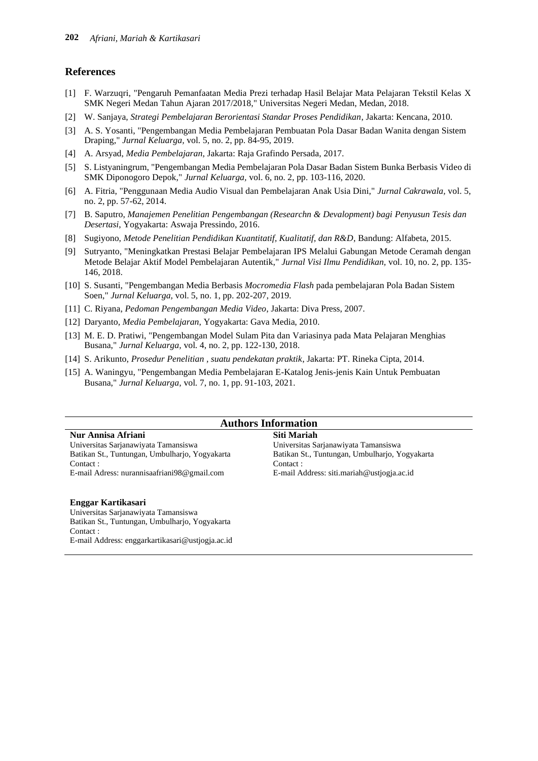## References

[1] F. Warzuqri, "Pengaruh Pemanfaatan Media Prezi terhadap Hasil Belajar Mata Pelajaran Tekstil Kelas X SMK Negeri Medan Tahun Ajaran 2017/2018," Universitas Negeri Medan, Medan, 2018.

[2] W. Sanjaya, *Strategi Pembelajaran Berorientasi Standar Proses Pendidikan*, Jakarta: Kencana, 2010.

[3] A. S. Yosanti, "Pengembangan Media Pembelajaran Pembuatan Pola Dasar Badan Wanita dengan Sistem Draping," *Jurnal Keluarga,* vol. 5, no. 2, pp. 84-95, 2019.

[4] A. Arsyad, *Media Pembelajaran*, Jakarta: Raja Grafindo Persada, 2017.

[5] S. Listyaningrum, "Pengembangan Media Pembelajaran Pola Dasar Badan Sistem Bunka Berbasis Video di SMK Diponogoro Depok," *Jurnal Keluarga,* vol. 6, no. 2, pp. 103-116, 2020.

[6] A. Fitria, "Penggunaan Media Audio Visual dan Pembelajaran Anak Usia Dini," *Jurnal Cakrawala,* vol. 5, no. 2, pp. 57-62, 2014.

[7] B. Saputro, *Manajemen Penelitian Pengembangan (Researchn & Devalopment) bagi Penyusun Tesis dan Desertasi*, Yogyakarta: Aswaja Pressindo, 2016.

[8] Sugiyono, *Metode Penelitian Pendidikan Kuantitatif, Kualitatif, dan R&D*, Bandung: Alfabeta, 2015.

[9] Sutryanto, "Meningkatkan Prestasi Belajar Pembelajaran IPS Melalui Gabungan Metode Ceramah dengan Metode Belajar Aktif Model Pembelajaran Autentik," *Jurnal Visi Ilmu Pendidikan,* vol. 10, no. 2, pp. 135-146, 2018.

[10] S. Susanti, "Pengembangan Media Berbasis *Mocromedia Flash* pada pembelajaran Pola Badan Sistem Soen," *Jurnal Keluarga,* vol. 5, no. 1, pp. 202-207, 2019.

[11] C. Riyana, *Pedoman Pengembangan Media Video*, Jakarta: Diva Press, 2007.

[12] Daryanto, *Media Pembelajaran*, Yogyakarta: Gava Media, 2010.

[13] M. E. D. Pratiwi, "Pengembangan Model Sulam Pita dan Variasinya pada Mata Pelajaran Menghias Busana," *Jurnal Keluarga,* vol. 4, no. 2, pp. 122-130, 2018.

[14] S. Arikunto, *Prosedur Penelitian , suatu pendekatan praktik*, Jakarta: PT. Rineka Cipta, 2014.

[15] A. Waningyu, "Pengembangan Media Pembelajaran E-Katalog Jenis-jenis Kain Untuk Pembuatan Busana," *Jurnal Keluarga,* vol. 7, no. 1, pp. 91-103, 2021.

## Authors Information

**Nur Annisa Afriani**
Universitas Sarjanawiyata Tamansiswa
Batikan St., Tuntungan, Umbulharjo, Yogyakarta
Contact :
E-mail Adress: nurannisaafriani98@gmail.com

**Siti Mariah**
Universitas Sarjanawiyata Tamansiswa
Batikan St., Tuntungan, Umbulharjo, Yogyakarta
Contact :
E-mail Address: siti.mariah@ustjogja.ac.id

**Enggar Kartikasari**
Universitas Sarjanawiyata Tamansiswa
Batikan St., Tuntungan, Umbulharjo, Yogyakarta
Contact :
E-mail Address: enggarkartikasari@ustjogja.ac.id